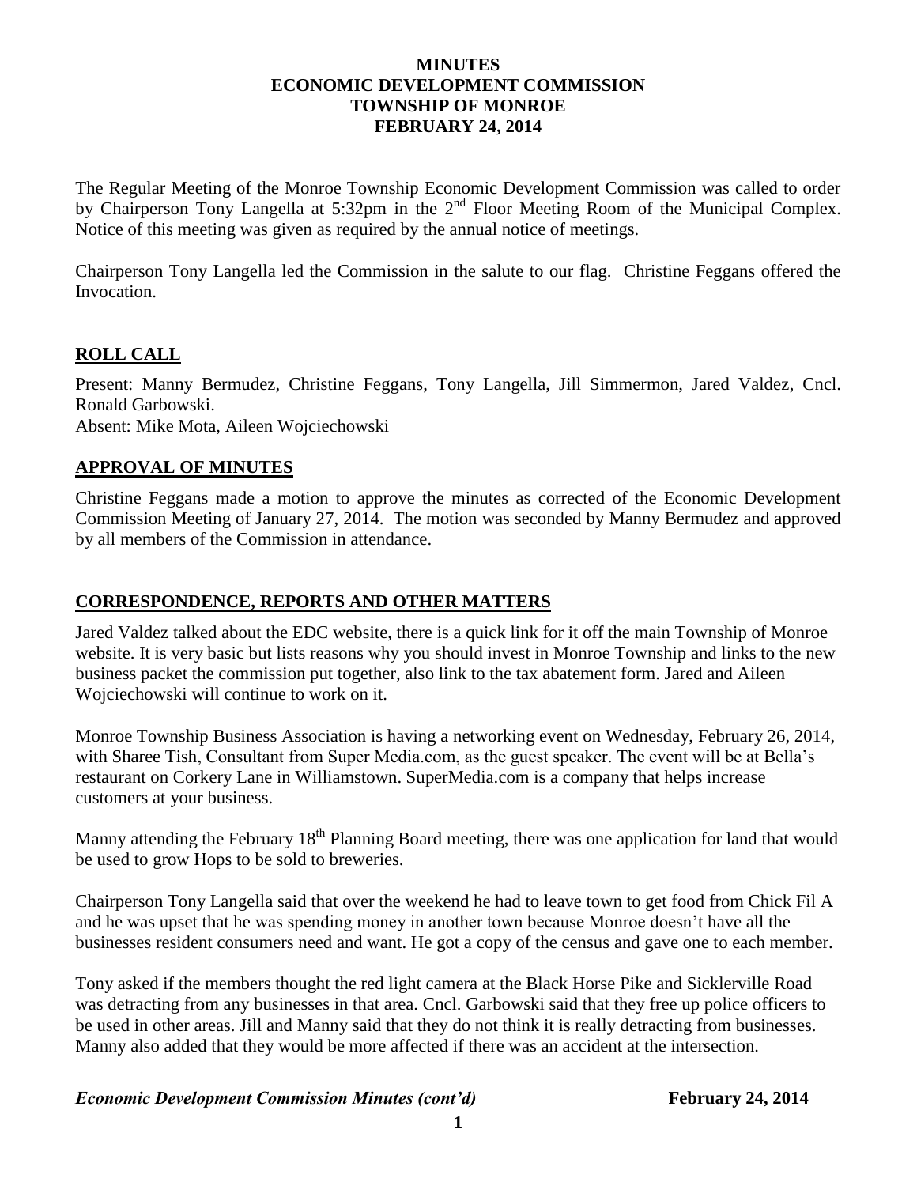# MINUTES
# ECONOMIC DEVELOPMENT COMMISSION
# TOWNSHIP OF MONROE
# FEBRUARY 24, 2014

The Regular Meeting of the Monroe Township Economic Development Commission was called to order by Chairperson Tony Langella at 5:32pm in the 2nd Floor Meeting Room of the Municipal Complex. Notice of this meeting was given as required by the annual notice of meetings.

Chairperson Tony Langella led the Commission in the salute to our flag. Christine Feggans offered the Invocation.

## ROLL CALL

Present: Manny Bermudez, Christine Feggans, Tony Langella, Jill Simmermon, Jared Valdez, Cncl. Ronald Garbowski.
Absent: Mike Mota, Aileen Wojciechowski

## APPROVAL OF MINUTES

Christine Feggans made a motion to approve the minutes as corrected of the Economic Development Commission Meeting of January 27, 2014. The motion was seconded by Manny Bermudez and approved by all members of the Commission in attendance.

## CORRESPONDENCE, REPORTS AND OTHER MATTERS

Jared Valdez talked about the EDC website, there is a quick link for it off the main Township of Monroe website. It is very basic but lists reasons why you should invest in Monroe Township and links to the new business packet the commission put together, also link to the tax abatement form. Jared and Aileen Wojciechowski will continue to work on it.

Monroe Township Business Association is having a networking event on Wednesday, February 26, 2014, with Sharee Tish, Consultant from Super Media.com, as the guest speaker. The event will be at Bella's restaurant on Corkery Lane in Williamstown. SuperMedia.com is a company that helps increase customers at your business.

Manny attending the February 18th Planning Board meeting, there was one application for land that would be used to grow Hops to be sold to breweries.

Chairperson Tony Langella said that over the weekend he had to leave town to get food from Chick Fil A and he was upset that he was spending money in another town because Monroe doesn't have all the businesses resident consumers need and want. He got a copy of the census and gave one to each member.

Tony asked if the members thought the red light camera at the Black Horse Pike and Sicklerville Road was detracting from any businesses in that area. Cncl. Garbowski said that they free up police officers to be used in other areas. Jill and Manny said that they do not think it is really detracting from businesses. Manny also added that they would be more affected if there was an accident at the intersection.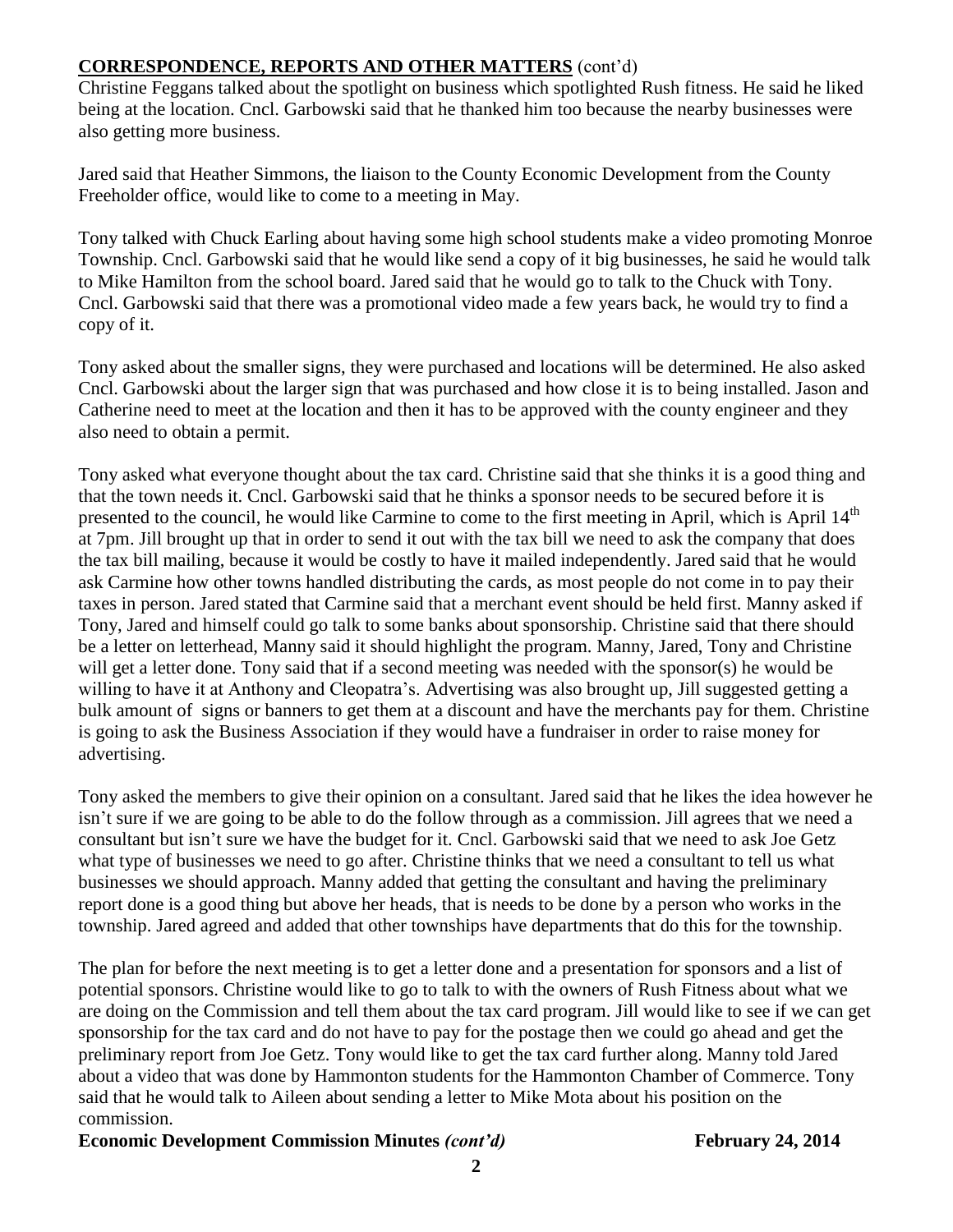**CORRESPONDENCE, REPORTS AND OTHER MATTERS** (cont'd)

Christine Feggans talked about the spotlight on business which spotlighted Rush fitness. He said he liked being at the location. Cncl. Garbowski said that he thanked him too because the nearby businesses were also getting more business.

Jared said that Heather Simmons, the liaison to the County Economic Development from the County Freeholder office, would like to come to a meeting in May.

Tony talked with Chuck Earling about having some high school students make a video promoting Monroe Township. Cncl. Garbowski said that he would like send a copy of it big businesses, he said he would talk to Mike Hamilton from the school board. Jared said that he would go to talk to the Chuck with Tony. Cncl. Garbowski said that there was a promotional video made a few years back, he would try to find a copy of it.

Tony asked about the smaller signs, they were purchased and locations will be determined. He also asked Cncl. Garbowski about the larger sign that was purchased and how close it is to being installed. Jason and Catherine need to meet at the location and then it has to be approved with the county engineer and they also need to obtain a permit.

Tony asked what everyone thought about the tax card. Christine said that she thinks it is a good thing and that the town needs it. Cncl. Garbowski said that he thinks a sponsor needs to be secured before it is presented to the council, he would like Carmine to come to the first meeting in April, which is April 14th at 7pm. Jill brought up that in order to send it out with the tax bill we need to ask the company that does the tax bill mailing, because it would be costly to have it mailed independently. Jared said that he would ask Carmine how other towns handled distributing the cards, as most people do not come in to pay their taxes in person. Jared stated that Carmine said that a merchant event should be held first. Manny asked if Tony, Jared and himself could go talk to some banks about sponsorship. Christine said that there should be a letter on letterhead, Manny said it should highlight the program. Manny, Jared, Tony and Christine will get a letter done. Tony said that if a second meeting was needed with the sponsor(s) he would be willing to have it at Anthony and Cleopatra's. Advertising was also brought up, Jill suggested getting a bulk amount of signs or banners to get them at a discount and have the merchants pay for them. Christine is going to ask the Business Association if they would have a fundraiser in order to raise money for advertising.

Tony asked the members to give their opinion on a consultant. Jared said that he likes the idea however he isn't sure if we are going to be able to do the follow through as a commission. Jill agrees that we need a consultant but isn't sure we have the budget for it. Cncl. Garbowski said that we need to ask Joe Getz what type of businesses we need to go after. Christine thinks that we need a consultant to tell us what businesses we should approach. Manny added that getting the consultant and having the preliminary report done is a good thing but above her heads, that is needs to be done by a person who works in the township. Jared agreed and added that other townships have departments that do this for the township.

The plan for before the next meeting is to get a letter done and a presentation for sponsors and a list of potential sponsors. Christine would like to go to talk to with the owners of Rush Fitness about what we are doing on the Commission and tell them about the tax card program. Jill would like to see if we can get sponsorship for the tax card and do not have to pay for the postage then we could go ahead and get the preliminary report from Joe Getz. Tony would like to get the tax card further along. Manny told Jared about a video that was done by Hammonton students for the Hammonton Chamber of Commerce. Tony said that he would talk to Aileen about sending a letter to Mike Mota about his position on the commission.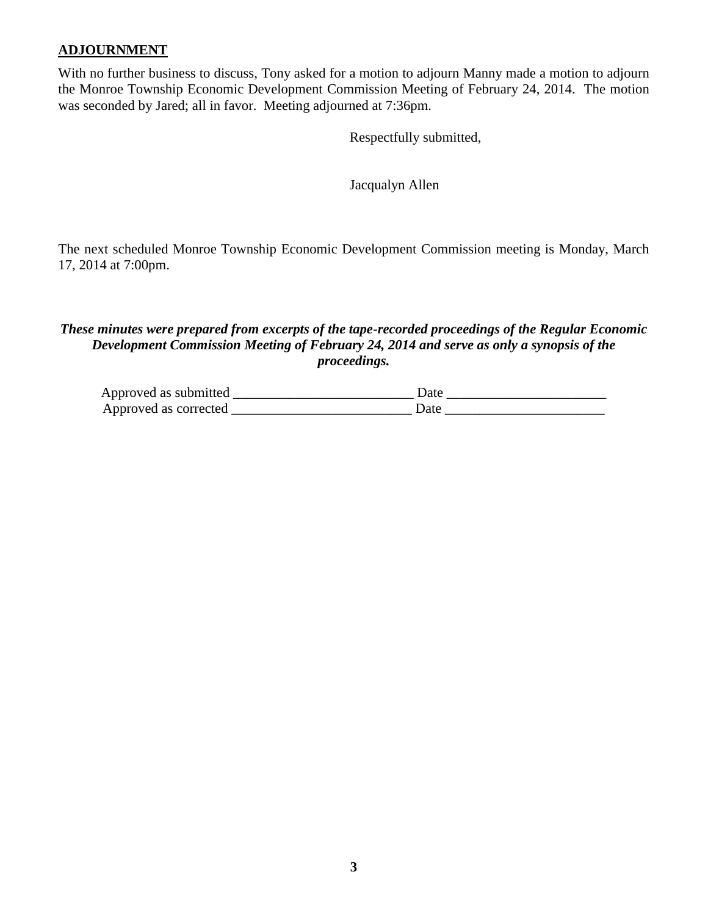**ADJOURNMENT**

With no further business to discuss, Tony asked for a motion to adjourn Manny made a motion to adjourn the Monroe Township Economic Development Commission Meeting of February 24, 2014. The motion was seconded by Jared; all in favor. Meeting adjourned at 7:36pm.

Respectfully submitted,

Jacqualyn Allen

The next scheduled Monroe Township Economic Development Commission meeting is Monday, March 17, 2014 at 7:00pm.

***These minutes were prepared from excerpts of the tape-recorded proceedings of the Regular Economic Development Commission Meeting of February 24, 2014 and serve as only a synopsis of the proceedings.***

Approved as submitted __________________________ Date _______________________

Approved as corrected __________________________ Date _______________________